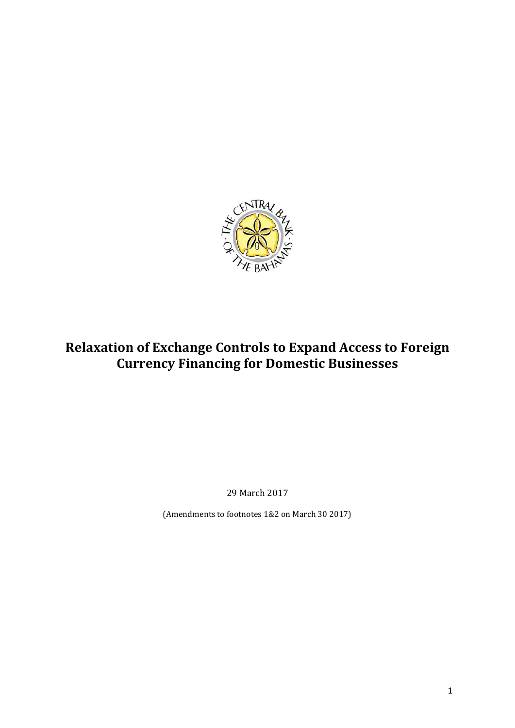# Relaxation of Exchange Controls to Expand Access to Foreign Currency Financing for Domestic Businesses

29 March 2017

(Amendments to footnotes 1&2 on March 30 2017)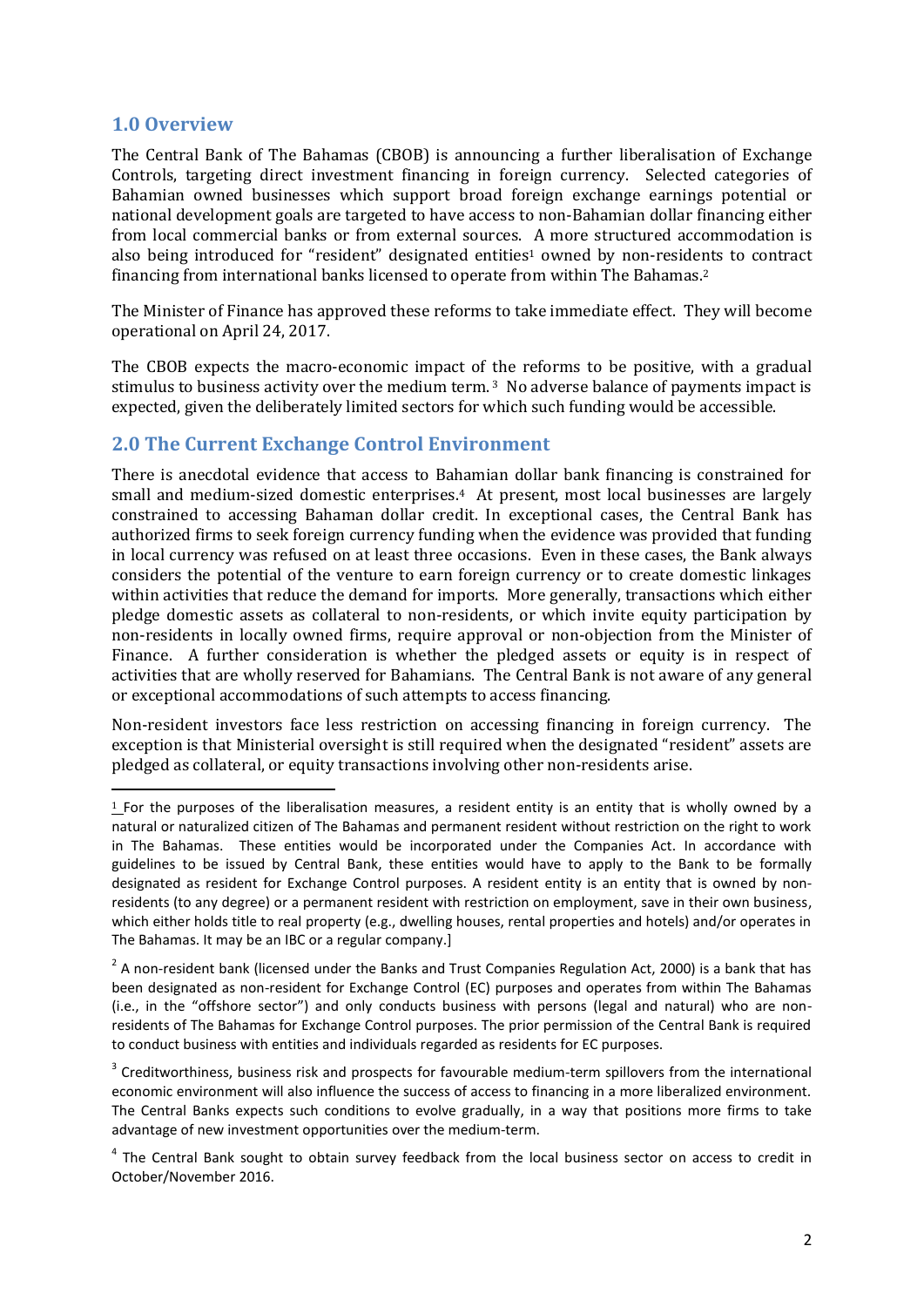## 1.0 Overview

The Central Bank of The Bahamas (CBOB) is announcing a further liberalisation of Exchange Controls, targeting direct investment financing in foreign currency. Selected categories of Bahamian owned businesses which support broad foreign exchange earnings potential or national development goals are targeted to have access to non-Bahamian dollar financing either from local commercial banks or from external sources. A more structured accommodation is also being introduced for "resident" designated entities[1] owned by non-residents to contract financing from international banks licensed to operate from within The Bahamas.[2]

The Minister of Finance has approved these reforms to take immediate effect. They will become operational on April 24, 2017.

The CBOB expects the macro-economic impact of the reforms to be positive, with a gradual stimulus to business activity over the medium term.[3] No adverse balance of payments impact is expected, given the deliberately limited sectors for which such funding would be accessible.

## 2.0 The Current Exchange Control Environment

There is anecdotal evidence that access to Bahamian dollar bank financing is constrained for small and medium-sized domestic enterprises.[4] At present, most local businesses are largely constrained to accessing Bahaman dollar credit. In exceptional cases, the Central Bank has authorized firms to seek foreign currency funding when the evidence was provided that funding in local currency was refused on at least three occasions. Even in these cases, the Bank always considers the potential of the venture to earn foreign currency or to create domestic linkages within activities that reduce the demand for imports. More generally, transactions which either pledge domestic assets as collateral to non-residents, or which invite equity participation by non-residents in locally owned firms, require approval or non-objection from the Minister of Finance. A further consideration is whether the pledged assets or equity is in respect of activities that are wholly reserved for Bahamians. The Central Bank is not aware of any general or exceptional accommodations of such attempts to access financing.

Non-resident investors face less restriction on accessing financing in foreign currency. The exception is that Ministerial oversight is still required when the designated "resident" assets are pledged as collateral, or equity transactions involving other non-residents arise.

---

[1] For the purposes of the liberalisation measures, a resident entity is an entity that is wholly owned by a natural or naturalized citizen of The Bahamas and permanent resident without restriction on the right to work in The Bahamas. These entities would be incorporated under the Companies Act. In accordance with guidelines to be issued by Central Bank, these entities would have to apply to the Bank to be formally designated as resident for Exchange Control purposes. A resident entity is an entity that is owned by non-residents (to any degree) or a permanent resident with restriction on employment, save in their own business, which either holds title to real property (e.g., dwelling houses, rental properties and hotels) and/or operates in The Bahamas. It may be an IBC or a regular company.]

[2] A non-resident bank (licensed under the Banks and Trust Companies Regulation Act, 2000) is a bank that has been designated as non-resident for Exchange Control (EC) purposes and operates from within The Bahamas (i.e., in the "offshore sector") and only conducts business with persons (legal and natural) who are non-residents of The Bahamas for Exchange Control purposes. The prior permission of the Central Bank is required to conduct business with entities and individuals regarded as residents for EC purposes.

[3] Creditworthiness, business risk and prospects for favourable medium-term spillovers from the international economic environment will also influence the success of access to financing in a more liberalized environment. The Central Banks expects such conditions to evolve gradually, in a way that positions more firms to take advantage of new investment opportunities over the medium-term.

[4] The Central Bank sought to obtain survey feedback from the local business sector on access to credit in October/November 2016.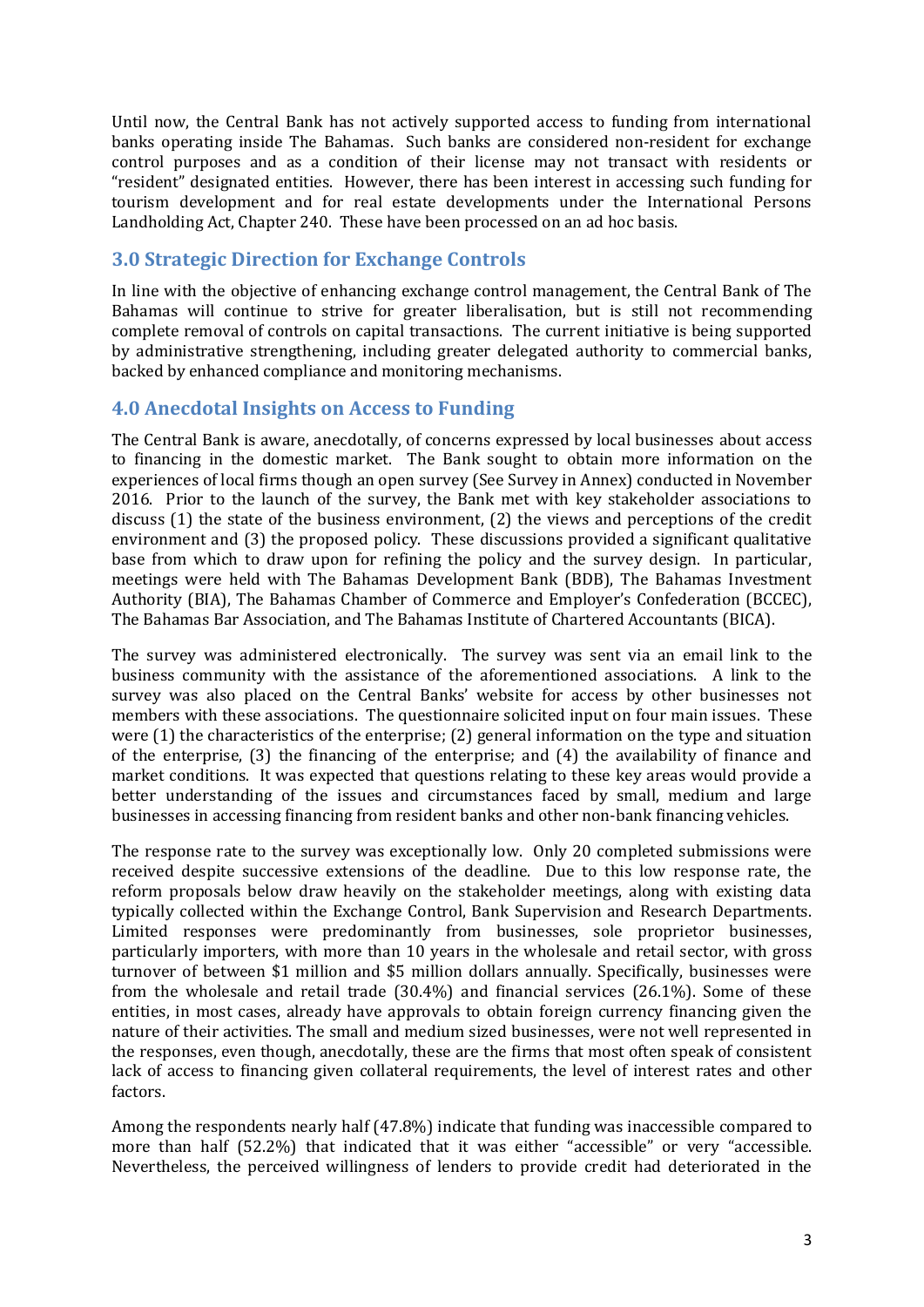Until now, the Central Bank has not actively supported access to funding from international banks operating inside The Bahamas. Such banks are considered non-resident for exchange control purposes and as a condition of their license may not transact with residents or "resident" designated entities. However, there has been interest in accessing such funding for tourism development and for real estate developments under the International Persons Landholding Act, Chapter 240. These have been processed on an ad hoc basis.

## 3.0 Strategic Direction for Exchange Controls

In line with the objective of enhancing exchange control management, the Central Bank of The Bahamas will continue to strive for greater liberalisation, but is still not recommending complete removal of controls on capital transactions. The current initiative is being supported by administrative strengthening, including greater delegated authority to commercial banks, backed by enhanced compliance and monitoring mechanisms.

## 4.0 Anecdotal Insights on Access to Funding

The Central Bank is aware, anecdotally, of concerns expressed by local businesses about access to financing in the domestic market. The Bank sought to obtain more information on the experiences of local firms though an open survey (See Survey in Annex) conducted in November 2016. Prior to the launch of the survey, the Bank met with key stakeholder associations to discuss (1) the state of the business environment, (2) the views and perceptions of the credit environment and (3) the proposed policy. These discussions provided a significant qualitative base from which to draw upon for refining the policy and the survey design. In particular, meetings were held with The Bahamas Development Bank (BDB), The Bahamas Investment Authority (BIA), The Bahamas Chamber of Commerce and Employer's Confederation (BCCEC), The Bahamas Bar Association, and The Bahamas Institute of Chartered Accountants (BICA).

The survey was administered electronically. The survey was sent via an email link to the business community with the assistance of the aforementioned associations. A link to the survey was also placed on the Central Banks' website for access by other businesses not members with these associations. The questionnaire solicited input on four main issues. These were (1) the characteristics of the enterprise; (2) general information on the type and situation of the enterprise, (3) the financing of the enterprise; and (4) the availability of finance and market conditions. It was expected that questions relating to these key areas would provide a better understanding of the issues and circumstances faced by small, medium and large businesses in accessing financing from resident banks and other non-bank financing vehicles.

The response rate to the survey was exceptionally low. Only 20 completed submissions were received despite successive extensions of the deadline. Due to this low response rate, the reform proposals below draw heavily on the stakeholder meetings, along with existing data typically collected within the Exchange Control, Bank Supervision and Research Departments. Limited responses were predominantly from businesses, sole proprietor businesses, particularly importers, with more than 10 years in the wholesale and retail sector, with gross turnover of between $1 million and $5 million dollars annually. Specifically, businesses were from the wholesale and retail trade (30.4%) and financial services (26.1%). Some of these entities, in most cases, already have approvals to obtain foreign currency financing given the nature of their activities. The small and medium sized businesses, were not well represented in the responses, even though, anecdotally, these are the firms that most often speak of consistent lack of access to financing given collateral requirements, the level of interest rates and other factors.

Among the respondents nearly half (47.8%) indicate that funding was inaccessible compared to more than half (52.2%) that indicated that it was either "accessible" or very "accessible. Nevertheless, the perceived willingness of lenders to provide credit had deteriorated in the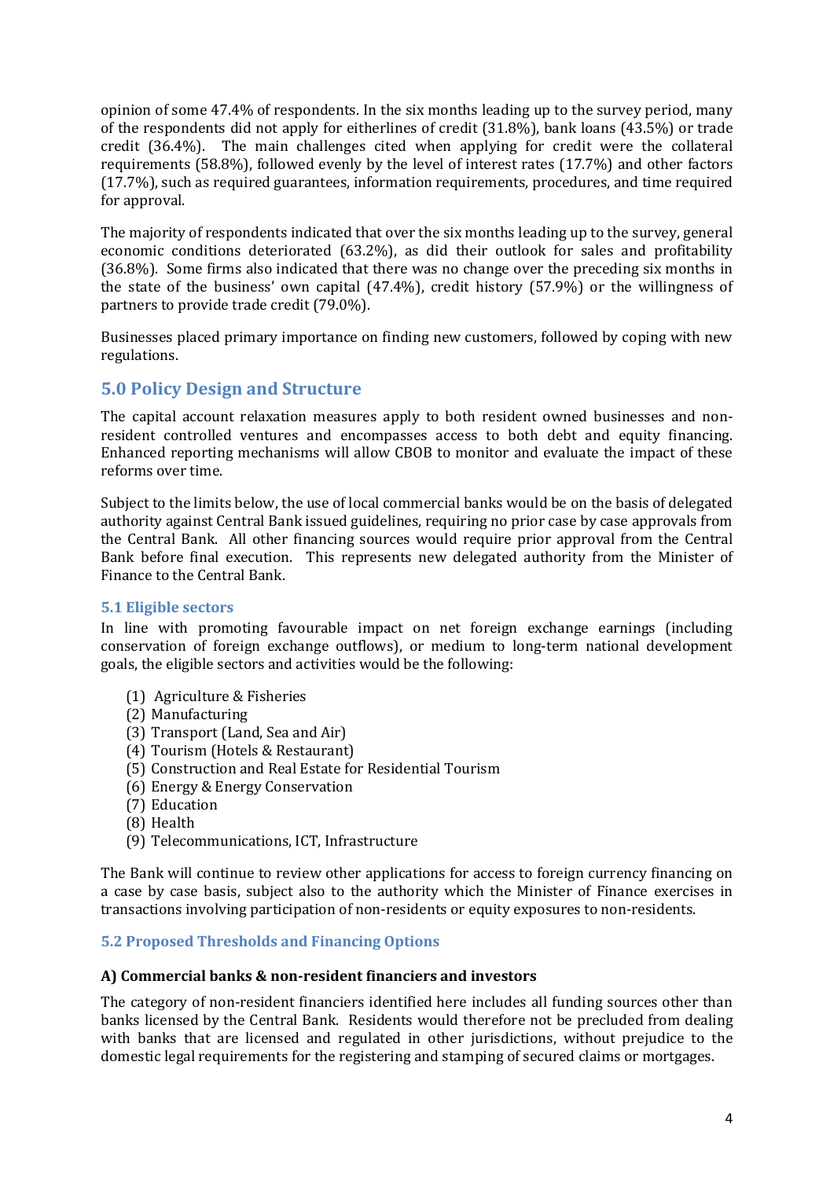opinion of some 47.4% of respondents. In the six months leading up to the survey period, many of the respondents did not apply for eitherlines of credit (31.8%), bank loans (43.5%) or trade credit (36.4%). The main challenges cited when applying for credit were the collateral requirements (58.8%), followed evenly by the level of interest rates (17.7%) and other factors (17.7%), such as required guarantees, information requirements, procedures, and time required for approval.

The majority of respondents indicated that over the six months leading up to the survey, general economic conditions deteriorated (63.2%), as did their outlook for sales and profitability (36.8%). Some firms also indicated that there was no change over the preceding six months in the state of the business' own capital (47.4%), credit history (57.9%) or the willingness of partners to provide trade credit (79.0%).

Businesses placed primary importance on finding new customers, followed by coping with new regulations.

## 5.0 Policy Design and Structure

The capital account relaxation measures apply to both resident owned businesses and non-resident controlled ventures and encompasses access to both debt and equity financing. Enhanced reporting mechanisms will allow CBOB to monitor and evaluate the impact of these reforms over time.

Subject to the limits below, the use of local commercial banks would be on the basis of delegated authority against Central Bank issued guidelines, requiring no prior case by case approvals from the Central Bank. All other financing sources would require prior approval from the Central Bank before final execution. This represents new delegated authority from the Minister of Finance to the Central Bank.

### 5.1 Eligible sectors

In line with promoting favourable impact on net foreign exchange earnings (including conservation of foreign exchange outflows), or medium to long-term national development goals, the eligible sectors and activities would be the following:

(1) Agriculture & Fisheries
(2) Manufacturing
(3) Transport (Land, Sea and Air)
(4) Tourism (Hotels & Restaurant)
(5) Construction and Real Estate for Residential Tourism
(6) Energy & Energy Conservation
(7) Education
(8) Health
(9) Telecommunications, ICT, Infrastructure

The Bank will continue to review other applications for access to foreign currency financing on a case by case basis, subject also to the authority which the Minister of Finance exercises in transactions involving participation of non-residents or equity exposures to non-residents.

### 5.2 Proposed Thresholds and Financing Options

**A) Commercial banks & non-resident financiers and investors**

The category of non-resident financiers identified here includes all funding sources other than banks licensed by the Central Bank. Residents would therefore not be precluded from dealing with banks that are licensed and regulated in other jurisdictions, without prejudice to the domestic legal requirements for the registering and stamping of secured claims or mortgages.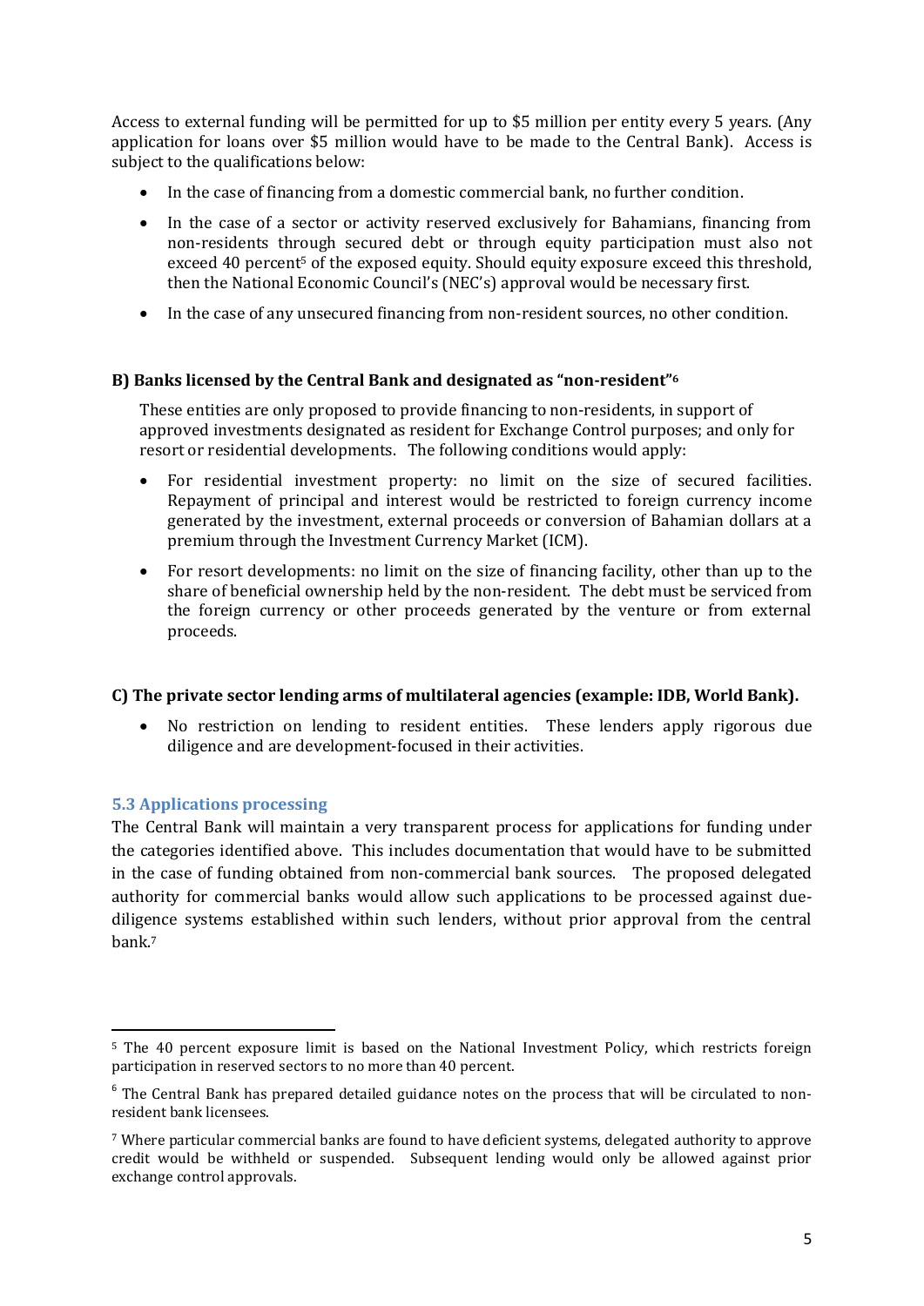Access to external funding will be permitted for up to $5 million per entity every 5 years. (Any application for loans over $5 million would have to be made to the Central Bank). Access is subject to the qualifications below:

- In the case of financing from a domestic commercial bank, no further condition.
- In the case of a sector or activity reserved exclusively for Bahamians, financing from non-residents through secured debt or through equity participation must also not exceed 40 percent[5] of the exposed equity. Should equity exposure exceed this threshold, then the National Economic Council's (NEC's) approval would be necessary first.
- In the case of any unsecured financing from non-resident sources, no other condition.

#### B) Banks licensed by the Central Bank and designated as "non-resident"[6]

These entities are only proposed to provide financing to non-residents, in support of approved investments designated as resident for Exchange Control purposes; and only for resort or residential developments. The following conditions would apply:

- For residential investment property: no limit on the size of secured facilities. Repayment of principal and interest would be restricted to foreign currency income generated by the investment, external proceeds or conversion of Bahamian dollars at a premium through the Investment Currency Market (ICM).
- For resort developments: no limit on the size of financing facility, other than up to the share of beneficial ownership held by the non-resident. The debt must be serviced from the foreign currency or other proceeds generated by the venture or from external proceeds.

#### C) The private sector lending arms of multilateral agencies (example: IDB, World Bank).

- No restriction on lending to resident entities. These lenders apply rigorous due diligence and are development-focused in their activities.

### 5.3 Applications processing

The Central Bank will maintain a very transparent process for applications for funding under the categories identified above. This includes documentation that would have to be submitted in the case of funding obtained from non-commercial bank sources. The proposed delegated authority for commercial banks would allow such applications to be processed against due-diligence systems established within such lenders, without prior approval from the central bank.[7]

---

[5] The 40 percent exposure limit is based on the National Investment Policy, which restricts foreign participation in reserved sectors to no more than 40 percent.

[6] The Central Bank has prepared detailed guidance notes on the process that will be circulated to non-resident bank licensees.

[7] Where particular commercial banks are found to have deficient systems, delegated authority to approve credit would be withheld or suspended. Subsequent lending would only be allowed against prior exchange control approvals.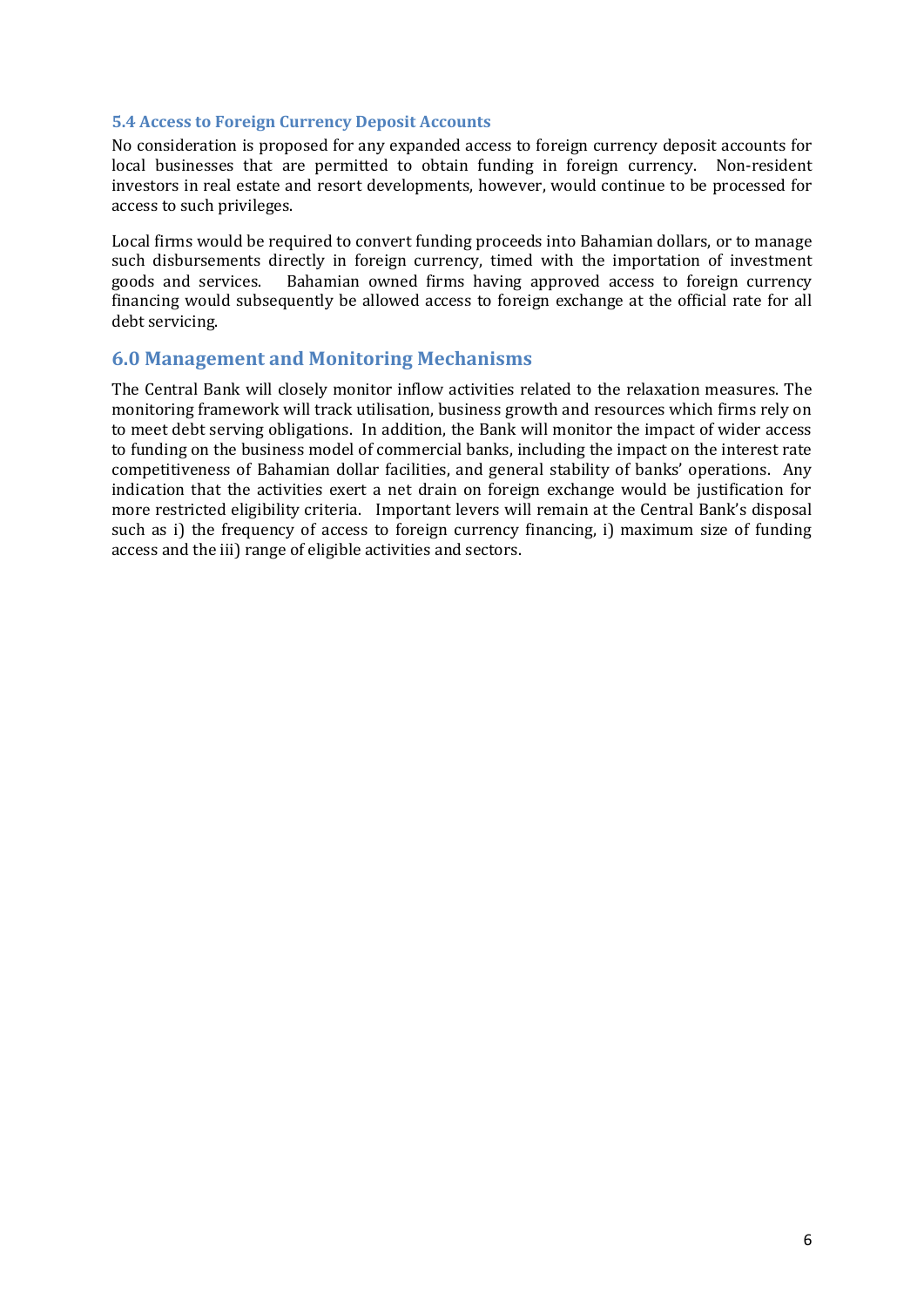### 5.4 Access to Foreign Currency Deposit Accounts

No consideration is proposed for any expanded access to foreign currency deposit accounts for local businesses that are permitted to obtain funding in foreign currency. Non-resident investors in real estate and resort developments, however, would continue to be processed for access to such privileges.

Local firms would be required to convert funding proceeds into Bahamian dollars, or to manage such disbursements directly in foreign currency, timed with the importation of investment goods and services. Bahamian owned firms having approved access to foreign currency financing would subsequently be allowed access to foreign exchange at the official rate for all debt servicing.

## 6.0 Management and Monitoring Mechanisms

The Central Bank will closely monitor inflow activities related to the relaxation measures. The monitoring framework will track utilisation, business growth and resources which firms rely on to meet debt serving obligations. In addition, the Bank will monitor the impact of wider access to funding on the business model of commercial banks, including the impact on the interest rate competitiveness of Bahamian dollar facilities, and general stability of banks' operations. Any indication that the activities exert a net drain on foreign exchange would be justification for more restricted eligibility criteria. Important levers will remain at the Central Bank's disposal such as i) the frequency of access to foreign currency financing, i) maximum size of funding access and the iii) range of eligible activities and sectors.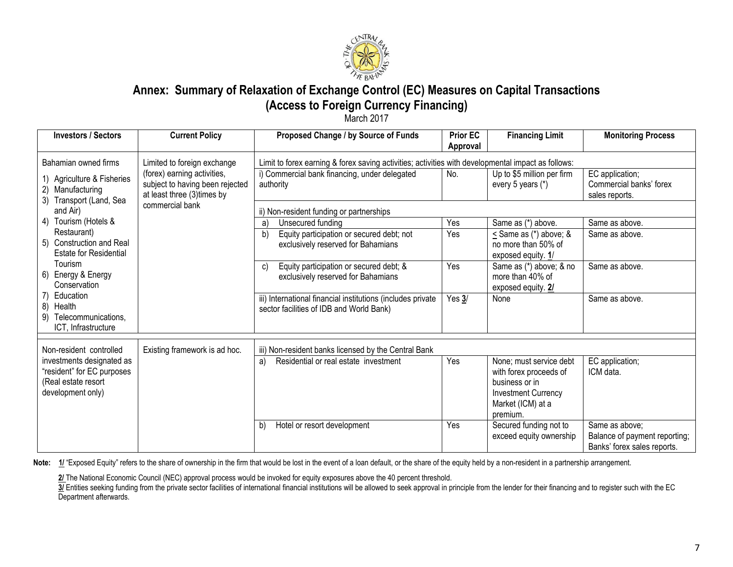# Annex: Summary of Relaxation of Exchange Control (EC) Measures on Capital Transactions (Access to Foreign Currency Financing)

March 2017

| Investors / Sectors | Current Policy | Proposed Change / by Source of Funds | Prior EC Approval | Financing Limit | Monitoring Process |
|---|---|---|---|---|---|
| Bahamian owned firms<br>1) Agriculture & Fisheries<br>2) Manufacturing<br>3) Transport (Land, Sea and Air)<br>4) Tourism (Hotels & Restaurant)<br>5) Construction and Real Estate for Residential Tourism<br>6) Energy & Energy Conservation<br>7) Education<br>8) Health<br>9) Telecommunications, ICT, Infrastructure | Limited to foreign exchange (forex) earning activities, subject to having been rejected at least three (3)times by commercial bank | Limit to forex earning & forex saving activities; activities with developmental impact as follows: | | | |
| | | i) Commercial bank financing, under delegated authority | No. | Up to $5 million per firm every 5 years (*) | EC application; Commercial banks' forex sales reports. |
| | | ii) Non-resident funding or partnerships | | | |
| | | a) Unsecured funding | Yes | Same as (*) above. | Same as above. |
| | | b) Equity participation or secured debt; not exclusively reserved for Bahamians | Yes | ≤ Same as (*) above; & no more than 50% of exposed equity. 1/ | Same as above. |
| | | c) Equity participation or secured debt; & exclusively reserved for Bahamians | Yes | Same as (*) above; & no more than 40% of exposed equity. 2/ | Same as above. |
| | | iii) International financial institutions (includes private sector facilities of IDB and World Bank) | Yes 3/ | None | Same as above. |
| Non-resident controlled investments designated as "resident" for EC purposes (Real estate resort development only) | Existing framework is ad hoc. | iii) Non-resident banks licensed by the Central Bank | | | |
| | | a) Residential or real estate investment | Yes | None; must service debt with forex proceeds of business or in Investment Currency Market (ICM) at a premium. | EC application; ICM data. |
| | | b) Hotel or resort development | Yes | Secured funding not to exceed equity ownership | Same as above; Balance of payment reporting; Banks' forex sales reports. |

**Note:** **1/** "Exposed Equity" refers to the share of ownership in the firm that would be lost in the event of a loan default, or the share of the equity held by a non-resident in a partnership arrangement.

**2/** The National Economic Council (NEC) approval process would be invoked for equity exposures above the 40 percent threshold.

**3/** Entities seeking funding from the private sector facilities of international financial institutions will be allowed to seek approval in principle from the lender for their financing and to register such with the EC Department afterwards.